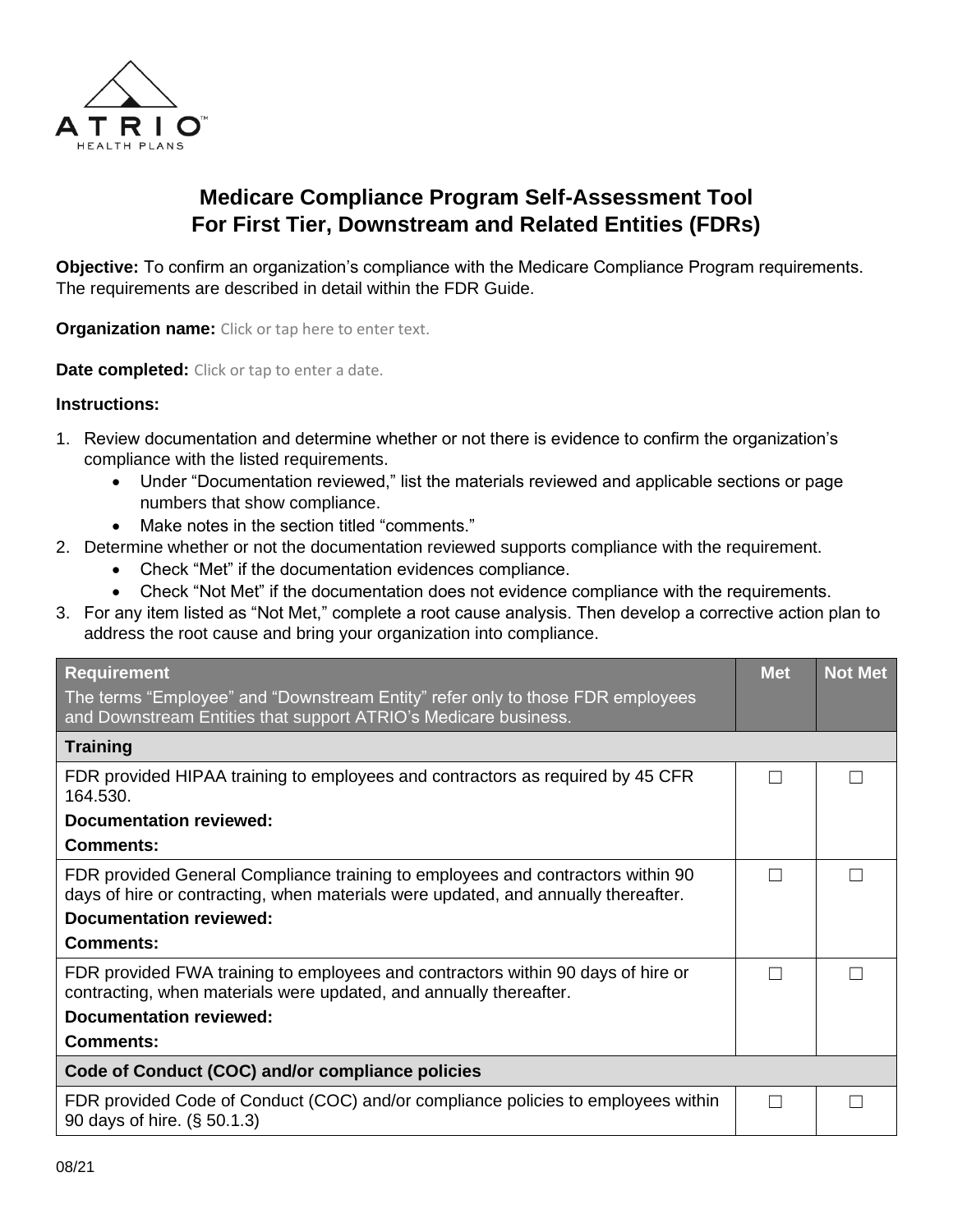# Medicare Compliance Program Self-Assessment Tool For First Tier, Downstream and Related Entities (FDRs)

**Objective:** To confirm an organization's compliance with the Medicare Compliance Program requirements. The requirements are described in detail within the FDR Guide.

**Organization name:** Click or tap here to enter text.

**Date completed:** Click or tap to enter a date.

**Instructions:**

1. Review documentation and determine whether or not there is evidence to confirm the organization's compliance with the listed requirements.
   - Under "Documentation reviewed," list the materials reviewed and applicable sections or page numbers that show compliance.
   - Make notes in the section titled "comments."
2. Determine whether or not the documentation reviewed supports compliance with the requirement.
   - Check "Met" if the documentation evidences compliance.
   - Check "Not Met" if the documentation does not evidence compliance with the requirements.
3. For any item listed as "Not Met," complete a root cause analysis. Then develop a corrective action plan to address the root cause and bring your organization into compliance.

| **Requirement**<br>The terms "Employee" and "Downstream Entity" refer only to those FDR employees and Downstream Entities that support ATRIO's Medicare business. | **Met** | **Not Met** |
|---|---|---|
| **Training** | | |
| FDR provided HIPAA training to employees and contractors as required by 45 CFR 164.530.<br>**Documentation reviewed:**<br>**Comments:** | ☐ | ☐ |
| FDR provided General Compliance training to employees and contractors within 90 days of hire or contracting, when materials were updated, and annually thereafter.<br>**Documentation reviewed:**<br>**Comments:** | ☐ | ☐ |
| FDR provided FWA training to employees and contractors within 90 days of hire or contracting, when materials were updated, and annually thereafter.<br>**Documentation reviewed:**<br>**Comments:** | ☐ | ☐ |
| **Code of Conduct (COC) and/or compliance policies** | | |
| FDR provided Code of Conduct (COC) and/or compliance policies to employees within 90 days of hire. (§ 50.1.3) | ☐ | ☐ |

08/21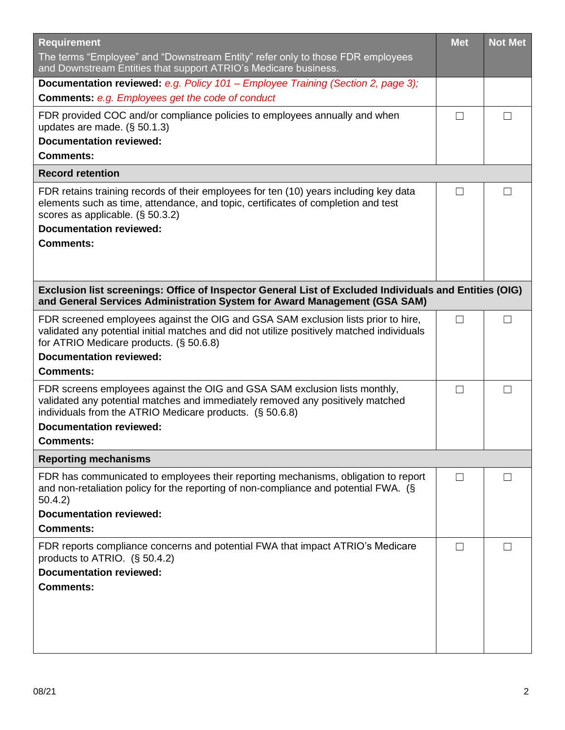| Requirement<br>The terms “Employee” and “Downstream Entity” refer only to those FDR employees and Downstream Entities that support ATRIO’s Medicare business. | Met | Not Met |
|---|---|---|
| **Documentation reviewed:** *e.g. Policy 101 – Employee Training (Section 2, page 3);*<br>**Comments:** *e.g. Employees get the code of conduct* | | |
| FDR provided COC and/or compliance policies to employees annually and when updates are made. (§ 50.1.3)<br>**Documentation reviewed:**<br>**Comments:** | ☐ | ☐ |
| **Record retention** | | |
| FDR retains training records of their employees for ten (10) years including key data elements such as time, attendance, and topic, certificates of completion and test scores as applicable. (§ 50.3.2)<br>**Documentation reviewed:**<br>**Comments:** | ☐ | ☐ |
| **Exclusion list screenings: Office of Inspector General List of Excluded Individuals and Entities (OIG) and General Services Administration System for Award Management (GSA SAM)** | | |
| FDR screened employees against the OIG and GSA SAM exclusion lists prior to hire, validated any potential initial matches and did not utilize positively matched individuals for ATRIO Medicare products. (§ 50.6.8)<br>**Documentation reviewed:**<br>**Comments:** | ☐ | ☐ |
| FDR screens employees against the OIG and GSA SAM exclusion lists monthly, validated any potential matches and immediately removed any positively matched individuals from the ATRIO Medicare products. (§ 50.6.8)<br>**Documentation reviewed:**<br>**Comments:** | ☐ | ☐ |
| **Reporting mechanisms** | | |
| FDR has communicated to employees their reporting mechanisms, obligation to report and non-retaliation policy for the reporting of non-compliance and potential FWA. (§ 50.4.2)<br>**Documentation reviewed:**<br>**Comments:** | ☐ | ☐ |
| FDR reports compliance concerns and potential FWA that impact ATRIO’s Medicare products to ATRIO. (§ 50.4.2)<br>**Documentation reviewed:**<br>**Comments:** | ☐ | ☐ |

08/21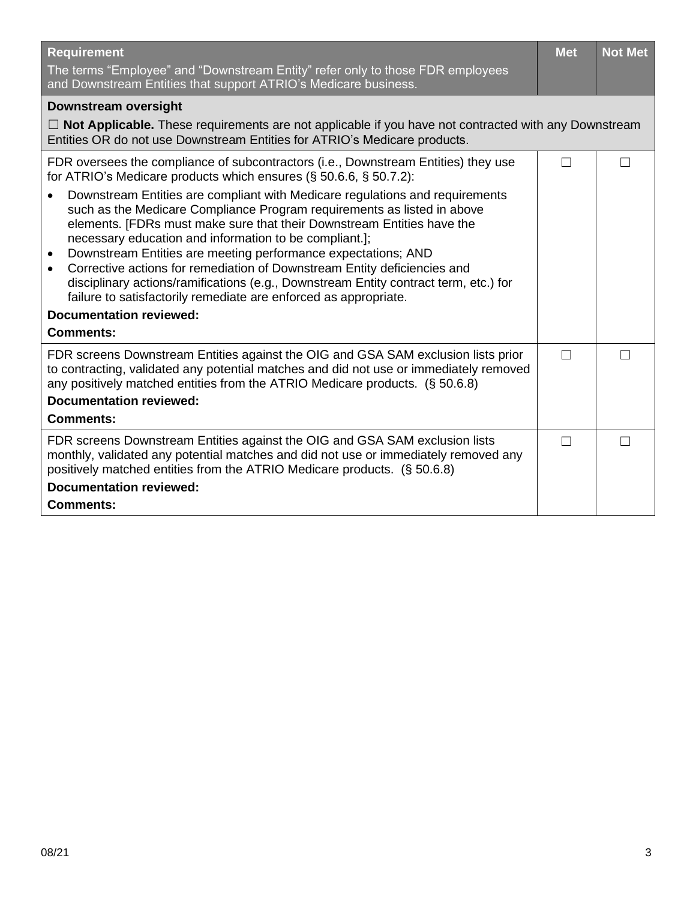| **Requirement**<br>The terms "Employee" and "Downstream Entity" refer only to those FDR employees and Downstream Entities that support ATRIO's Medicare business. | **Met** | **Not Met** |
|---|---|---|
| **Downstream oversight**<br>☐ **Not Applicable.** These requirements are not applicable if you have not contracted with any Downstream Entities OR do not use Downstream Entities for ATRIO's Medicare products. | | |
| FDR oversees the compliance of subcontractors (i.e., Downstream Entities) they use for ATRIO's Medicare products which ensures (§ 50.6.6, § 50.7.2):<br>• Downstream Entities are compliant with Medicare regulations and requirements such as the Medicare Compliance Program requirements as listed in above elements. [FDRs must make sure that their Downstream Entities have the necessary education and information to be compliant.];<br>• Downstream Entities are meeting performance expectations; AND<br>• Corrective actions for remediation of Downstream Entity deficiencies and disciplinary actions/ramifications (e.g., Downstream Entity contract term, etc.) for failure to satisfactorily remediate are enforced as appropriate.<br>**Documentation reviewed:**<br>**Comments:** | ☐ | ☐ |
| FDR screens Downstream Entities against the OIG and GSA SAM exclusion lists prior to contracting, validated any potential matches and did not use or immediately removed any positively matched entities from the ATRIO Medicare products. (§ 50.6.8)<br>**Documentation reviewed:**<br>**Comments:** | ☐ | ☐ |
| FDR screens Downstream Entities against the OIG and GSA SAM exclusion lists monthly, validated any potential matches and did not use or immediately removed any positively matched entities from the ATRIO Medicare products. (§ 50.6.8)<br>**Documentation reviewed:**<br>**Comments:** | ☐ | ☐ |

08/21